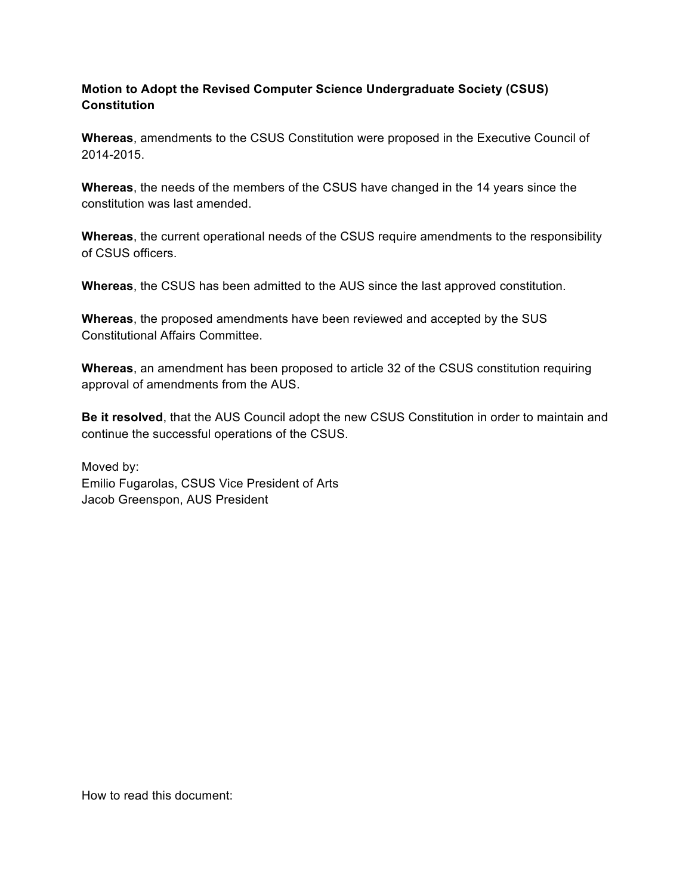**Motion to Adopt the Revised Computer Science Undergraduate Society (CSUS) Constitution**

**Whereas**, amendments to the CSUS Constitution were proposed in the Executive Council of 2014-2015.

**Whereas**, the needs of the members of the CSUS have changed in the 14 years since the constitution was last amended.

**Whereas**, the current operational needs of the CSUS require amendments to the responsibility of CSUS officers.

**Whereas**, the CSUS has been admitted to the AUS since the last approved constitution.

**Whereas**, the proposed amendments have been reviewed and accepted by the SUS Constitutional Affairs Committee.

**Whereas**, an amendment has been proposed to article 32 of the CSUS constitution requiring approval of amendments from the AUS.

**Be it resolved**, that the AUS Council adopt the new CSUS Constitution in order to maintain and continue the successful operations of the CSUS.

Moved by:
Emilio Fugarolas, CSUS Vice President of Arts
Jacob Greenspon, AUS President

How to read this document: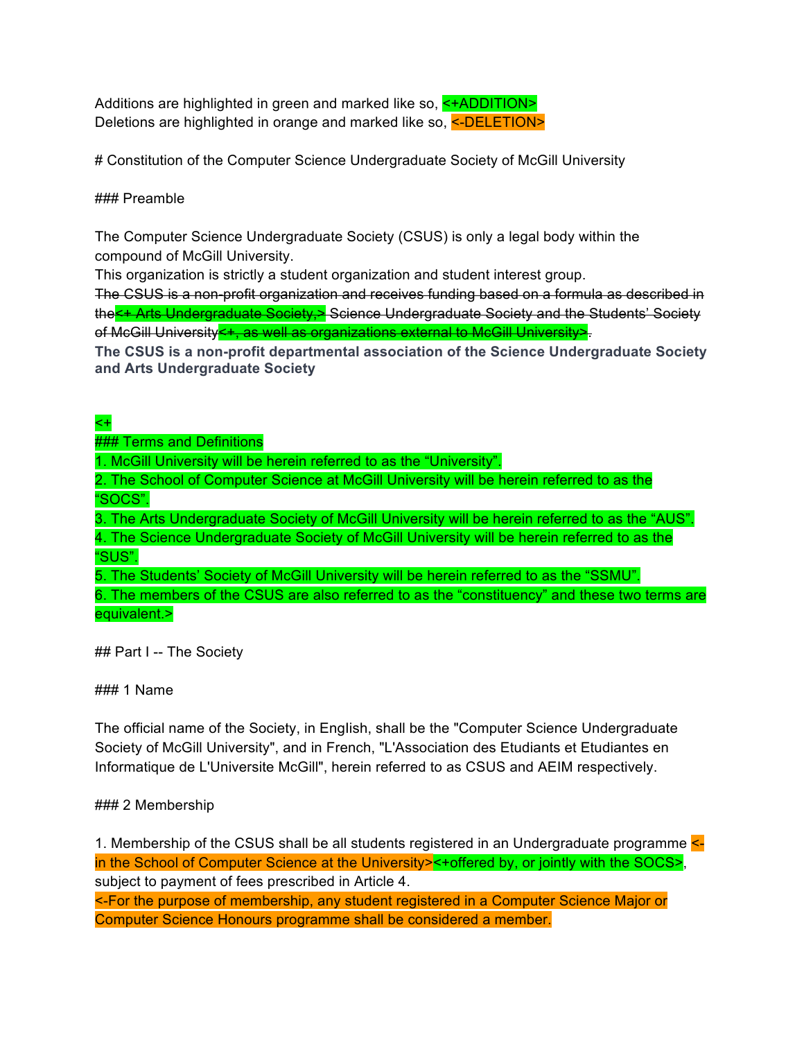Additions are highlighted in green and marked like so, <+ADDITION>
Deletions are highlighted in orange and marked like so, <-DELETION>

# Constitution of the Computer Science Undergraduate Society of McGill University

### Preamble

The Computer Science Undergraduate Society (CSUS) is only a legal body within the compound of McGill University.
This organization is strictly a student organization and student interest group.
~~The CSUS is a non-profit organization and receives funding based on a formula as described in the<+ Arts Undergraduate Society,> Science Undergraduate Society and the Students' Society of McGill University<+, as well as organizations external to McGill University>.~~
**The CSUS is a non-profit departmental association of the Science Undergraduate Society and Arts Undergraduate Society**

<+
### Terms and Definitions
1. McGill University will be herein referred to as the "University".
2. The School of Computer Science at McGill University will be herein referred to as the "SOCS".
3. The Arts Undergraduate Society of McGill University will be herein referred to as the "AUS".
4. The Science Undergraduate Society of McGill University will be herein referred to as the "SUS".
5. The Students' Society of McGill University will be herein referred to as the "SSMU".
6. The members of the CSUS are also referred to as the "constituency" and these two terms are equivalent.>

## Part I -- The Society

### 1 Name

The official name of the Society, in English, shall be the "Computer Science Undergraduate Society of McGill University", and in French, "L'Association des Etudiants et Etudiantes en Informatique de L'Universite McGill", herein referred to as CSUS and AEIM respectively.

### 2 Membership

1. Membership of the CSUS shall be all students registered in an Undergraduate programme <-in the School of Computer Science at the University><+offered by, or jointly with the SOCS>, subject to payment of fees prescribed in Article 4.
<-For the purpose of membership, any student registered in a Computer Science Major or Computer Science Honours programme shall be considered a member.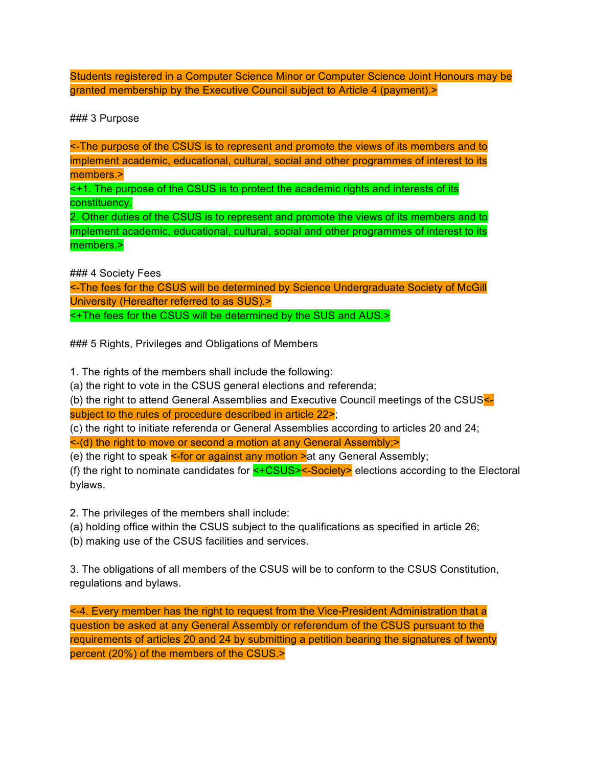Students registered in a Computer Science Minor or Computer Science Joint Honours may be granted membership by the Executive Council subject to Article 4 (payment).>

### 3 Purpose

<-The purpose of the CSUS is to represent and promote the views of its members and to implement academic, educational, cultural, social and other programmes of interest to its members.>
<+1. The purpose of the CSUS is to protect the academic rights and interests of its constituency.
2. Other duties of the CSUS is to represent and promote the views of its members and to implement academic, educational, cultural, social and other programmes of interest to its members.>

### 4 Society Fees

<-The fees for the CSUS will be determined by Science Undergraduate Society of McGill University (Hereafter referred to as SUS).>
<+The fees for the CSUS will be determined by the SUS and AUS.>

### 5 Rights, Privileges and Obligations of Members

1. The rights of the members shall include the following:
(a) the right to vote in the CSUS general elections and referenda;
(b) the right to attend General Assemblies and Executive Council meetings of the CSUS<- subject to the rules of procedure described in article 22>;
(c) the right to initiate referenda or General Assemblies according to articles 20 and 24;
<-(d) the right to move or second a motion at any General Assembly;>
(e) the right to speak <-for or against any motion >at any General Assembly;
(f) the right to nominate candidates for <+CSUS><-Society> elections according to the Electoral bylaws.

2. The privileges of the members shall include:
(a) holding office within the CSUS subject to the qualifications as specified in article 26;
(b) making use of the CSUS facilities and services.

3. The obligations of all members of the CSUS will be to conform to the CSUS Constitution, regulations and bylaws.

<-4. Every member has the right to request from the Vice-President Administration that a question be asked at any General Assembly or referendum of the CSUS pursuant to the requirements of articles 20 and 24 by submitting a petition bearing the signatures of twenty percent (20%) of the members of the CSUS.>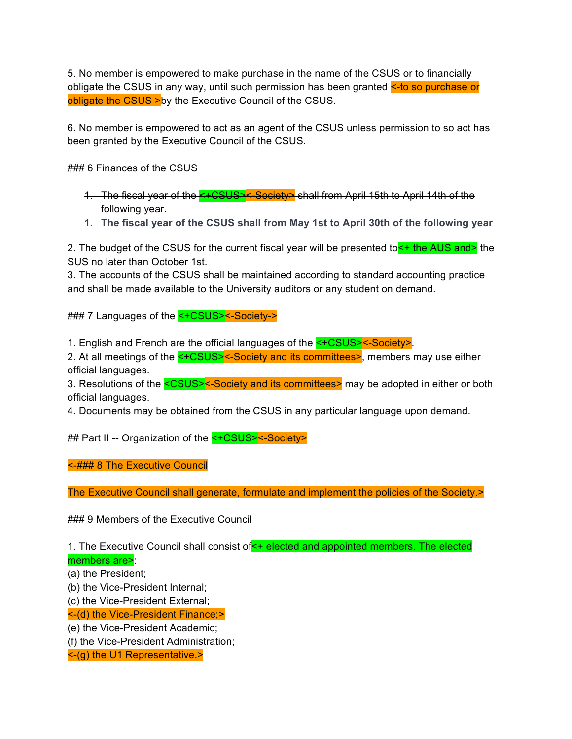5. No member is empowered to make purchase in the name of the CSUS or to financially obligate the CSUS in any way, until such permission has been granted <-to so purchase or obligate the CSUS >by the Executive Council of the CSUS.

6. No member is empowered to act as an agent of the CSUS unless permission to so act has been granted by the Executive Council of the CSUS.

### 6 Finances of the CSUS

1. ~~The fiscal year of the <+CSUS><-Society> shall from April 15th to April 14th of the following year.~~
1. **The fiscal year of the CSUS shall from May 1st to April 30th of the following year**

2. The budget of the CSUS for the current fiscal year will be presented to<+ the AUS and> the SUS no later than October 1st.
3. The accounts of the CSUS shall be maintained according to standard accounting practice and shall be made available to the University auditors or any student on demand.

### 7 Languages of the <+CSUS><-Society->

1. English and French are the official languages of the <+CSUS><-Society>.
2. At all meetings of the <+CSUS><-Society and its committees>, members may use either official languages.
3. Resolutions of the <CSUS><-Society and its committees> may be adopted in either or both official languages.
4. Documents may be obtained from the CSUS in any particular language upon demand.

## Part II -- Organization of the <+CSUS><-Society>

<-### 8 The Executive Council

The Executive Council shall generate, formulate and implement the policies of the Society.>

### 9 Members of the Executive Council

1. The Executive Council shall consist of<+ elected and appointed members. The elected members are>:
(a) the President;
(b) the Vice-President Internal;
(c) the Vice-President External;
<-(d) the Vice-President Finance;>
(e) the Vice-President Academic;
(f) the Vice-President Administration;
<-(g) the U1 Representative.>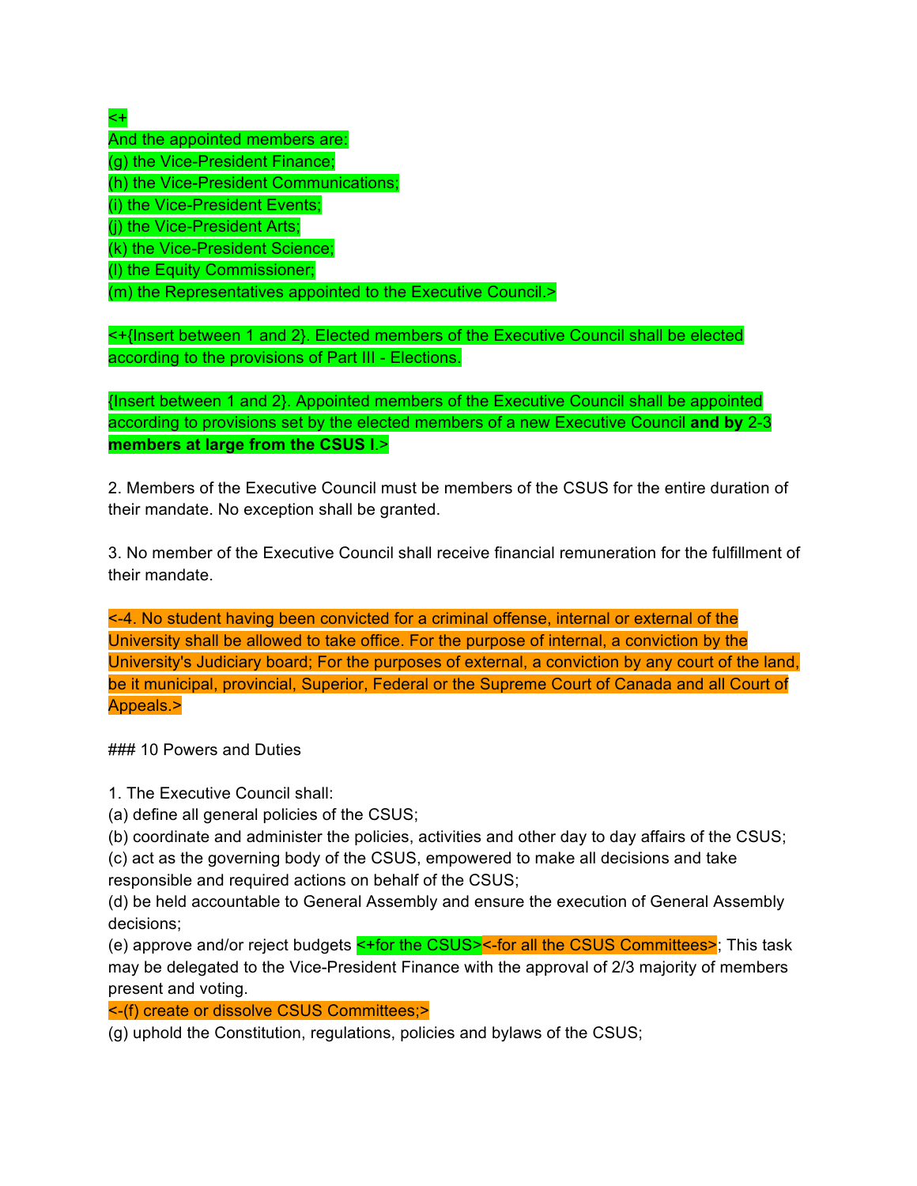<+
And the appointed members are:
(g) the Vice-President Finance;
(h) the Vice-President Communications;
(i) the Vice-President Events;
(j) the Vice-President Arts;
(k) the Vice-President Science;
(l) the Equity Commissioner;
(m) the Representatives appointed to the Executive Council.>

<+{Insert between 1 and 2}. Elected members of the Executive Council shall be elected according to the provisions of Part III - Elections.

{Insert between 1 and 2}. Appointed members of the Executive Council shall be appointed according to provisions set by the elected members of a new Executive Council **and by** 2-3 **members at large from the CSUS l**.>

2. Members of the Executive Council must be members of the CSUS for the entire duration of their mandate. No exception shall be granted.

3. No member of the Executive Council shall receive financial remuneration for the fulfillment of their mandate.

<-4. No student having been convicted for a criminal offense, internal or external of the University shall be allowed to take office. For the purpose of internal, a conviction by the University's Judiciary board; For the purposes of external, a conviction by any court of the land, be it municipal, provincial, Superior, Federal or the Supreme Court of Canada and all Court of Appeals.>

### 10 Powers and Duties

1. The Executive Council shall:
(a) define all general policies of the CSUS;
(b) coordinate and administer the policies, activities and other day to day affairs of the CSUS;
(c) act as the governing body of the CSUS, empowered to make all decisions and take responsible and required actions on behalf of the CSUS;
(d) be held accountable to General Assembly and ensure the execution of General Assembly decisions;
(e) approve and/or reject budgets <+for the CSUS><-for all the CSUS Committees>; This task may be delegated to the Vice-President Finance with the approval of 2/3 majority of members present and voting.
<-(f) create or dissolve CSUS Committees;>
(g) uphold the Constitution, regulations, policies and bylaws of the CSUS;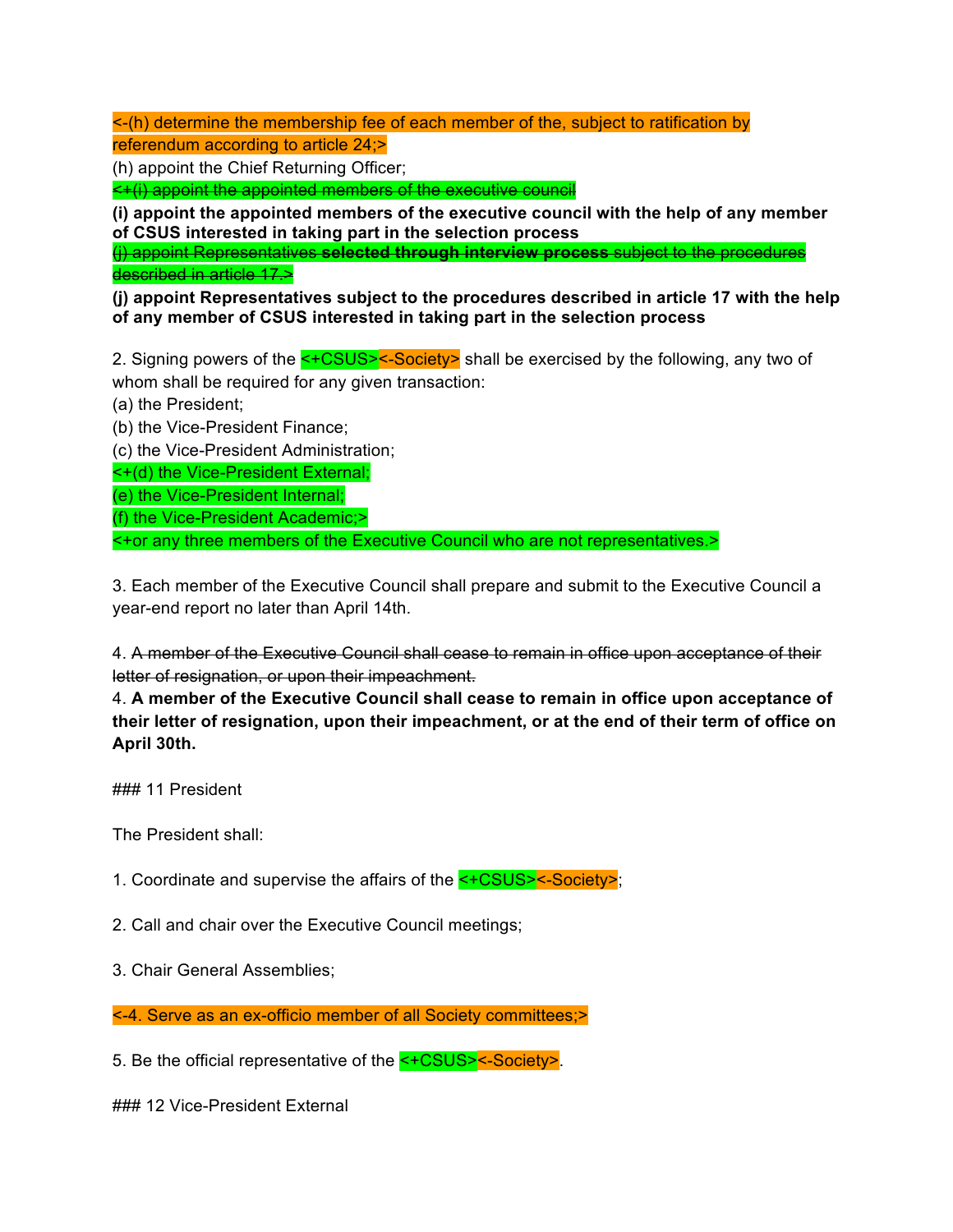<-(h) determine the membership fee of each member of the, subject to ratification by referendum according to article 24;>

(h) appoint the Chief Returning Officer;

~~<+(i) appoint the appointed members of the executive council~~

**(i) appoint the appointed members of the executive council with the help of any member of CSUS interested in taking part in the selection process**

~~(j) appoint Representatives **selected through interview process** subject to the procedures described in article 17.>~~

**(j) appoint Representatives subject to the procedures described in article 17 with the help of any member of CSUS interested in taking part in the selection process**

2. Signing powers of the <+CSUS><-Society> shall be exercised by the following, any two of whom shall be required for any given transaction:

(a) the President;

(b) the Vice-President Finance;

(c) the Vice-President Administration;

<+(d) the Vice-President External;

(e) the Vice-President Internal;

(f) the Vice-President Academic;>

<+or any three members of the Executive Council who are not representatives.>

3. Each member of the Executive Council shall prepare and submit to the Executive Council a year-end report no later than April 14th.

4. ~~A member of the Executive Council shall cease to remain in office upon acceptance of their letter of resignation, or upon their impeachment.~~

4. **A member of the Executive Council shall cease to remain in office upon acceptance of their letter of resignation, upon their impeachment, or at the end of their term of office on April 30th.**

### 11 President

The President shall:

1. Coordinate and supervise the affairs of the <+CSUS><-Society>;

2. Call and chair over the Executive Council meetings;

3. Chair General Assemblies;

<-4. Serve as an ex-officio member of all Society committees;>

5. Be the official representative of the <+CSUS><-Society>.

### 12 Vice-President External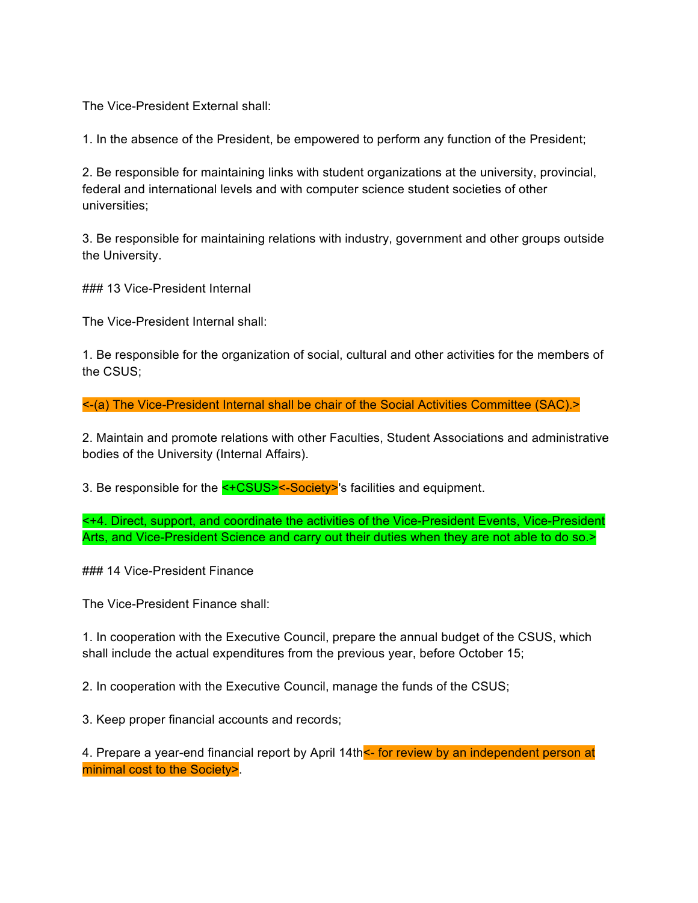The Vice-President External shall:

1. In the absence of the President, be empowered to perform any function of the President;

2. Be responsible for maintaining links with student organizations at the university, provincial, federal and international levels and with computer science student societies of other universities;

3. Be responsible for maintaining relations with industry, government and other groups outside the University.

### 13 Vice-President Internal

The Vice-President Internal shall:

1. Be responsible for the organization of social, cultural and other activities for the members of the CSUS;

<-(a) The Vice-President Internal shall be chair of the Social Activities Committee (SAC).>

2. Maintain and promote relations with other Faculties, Student Associations and administrative bodies of the University (Internal Affairs).

3. Be responsible for the <+CSUS><-Society>'s facilities and equipment.

<+4. Direct, support, and coordinate the activities of the Vice-President Events, Vice-President Arts, and Vice-President Science and carry out their duties when they are not able to do so.>

### 14 Vice-President Finance

The Vice-President Finance shall:

1. In cooperation with the Executive Council, prepare the annual budget of the CSUS, which shall include the actual expenditures from the previous year, before October 15;

2. In cooperation with the Executive Council, manage the funds of the CSUS;

3. Keep proper financial accounts and records;

4. Prepare a year-end financial report by April 14th<- for review by an independent person at minimal cost to the Society>.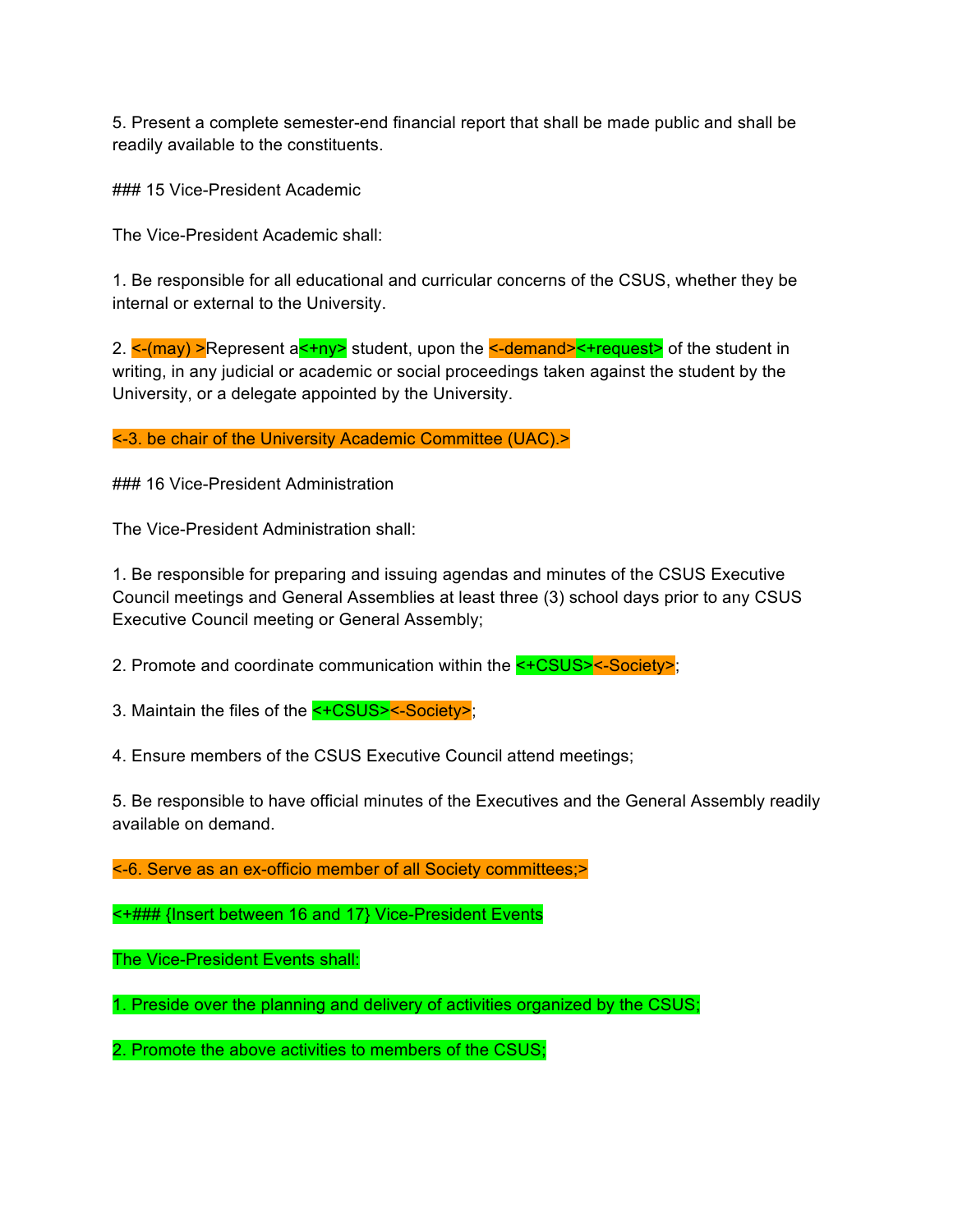5. Present a complete semester-end financial report that shall be made public and shall be readily available to the constituents.

### 15 Vice-President Academic

The Vice-President Academic shall:

1. Be responsible for all educational and curricular concerns of the CSUS, whether they be internal or external to the University.

2. <-(may) >Represent a<+ny> student, upon the <-demand><+request> of the student in writing, in any judicial or academic or social proceedings taken against the student by the University, or a delegate appointed by the University.

<-3. be chair of the University Academic Committee (UAC).>

### 16 Vice-President Administration

The Vice-President Administration shall:

1. Be responsible for preparing and issuing agendas and minutes of the CSUS Executive Council meetings and General Assemblies at least three (3) school days prior to any CSUS Executive Council meeting or General Assembly;

2. Promote and coordinate communication within the <+CSUS><-Society>;

3. Maintain the files of the <+CSUS><-Society>;

4. Ensure members of the CSUS Executive Council attend meetings;

5. Be responsible to have official minutes of the Executives and the General Assembly readily available on demand.

<-6. Serve as an ex-officio member of all Society committees;>

<+### {Insert between 16 and 17} Vice-President Events

The Vice-President Events shall:

1. Preside over the planning and delivery of activities organized by the CSUS;

2. Promote the above activities to members of the CSUS;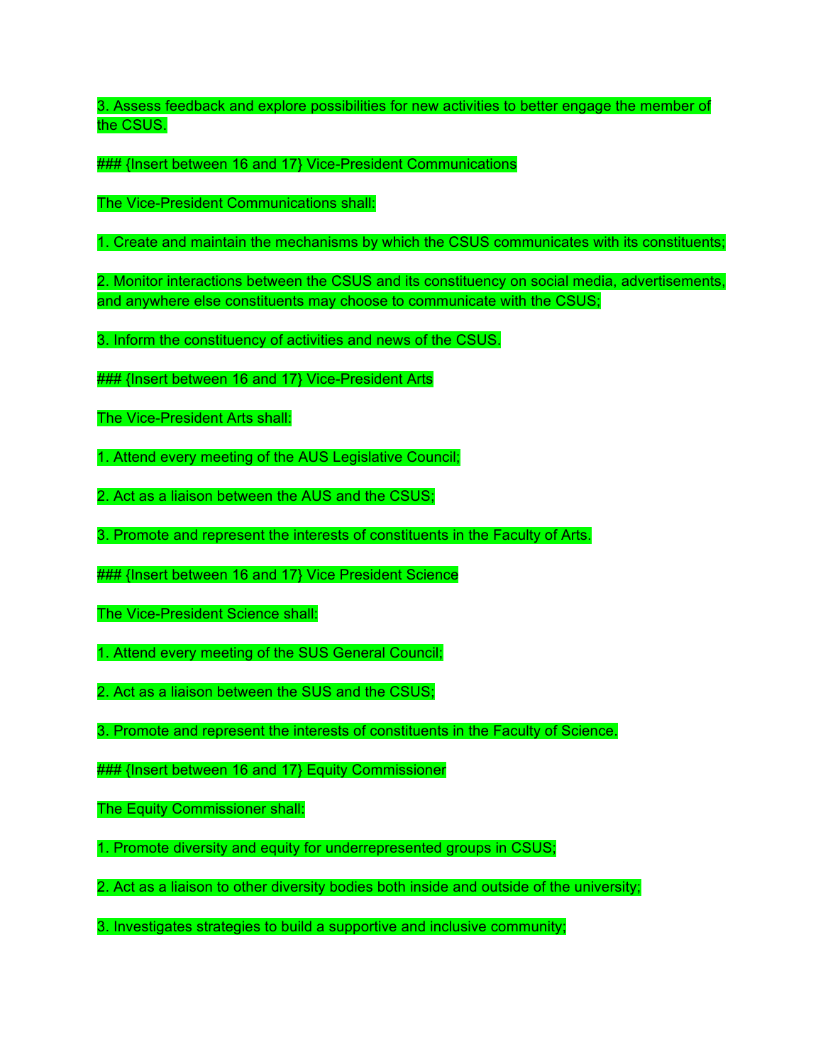3. Assess feedback and explore possibilities for new activities to better engage the member of the CSUS.

### {Insert between 16 and 17} Vice-President Communications

The Vice-President Communications shall:

1. Create and maintain the mechanisms by which the CSUS communicates with its constituents;

2. Monitor interactions between the CSUS and its constituency on social media, advertisements, and anywhere else constituents may choose to communicate with the CSUS;

3. Inform the constituency of activities and news of the CSUS.

### {Insert between 16 and 17} Vice-President Arts

The Vice-President Arts shall:

1. Attend every meeting of the AUS Legislative Council;

2. Act as a liaison between the AUS and the CSUS;

3. Promote and represent the interests of constituents in the Faculty of Arts.

### {Insert between 16 and 17} Vice President Science

The Vice-President Science shall:

1. Attend every meeting of the SUS General Council;

2. Act as a liaison between the SUS and the CSUS;

3. Promote and represent the interests of constituents in the Faculty of Science.

### {Insert between 16 and 17} Equity Commissioner

The Equity Commissioner shall:

1. Promote diversity and equity for underrepresented groups in CSUS;

2. Act as a liaison to other diversity bodies both inside and outside of the university;

3. Investigates strategies to build a supportive and inclusive community;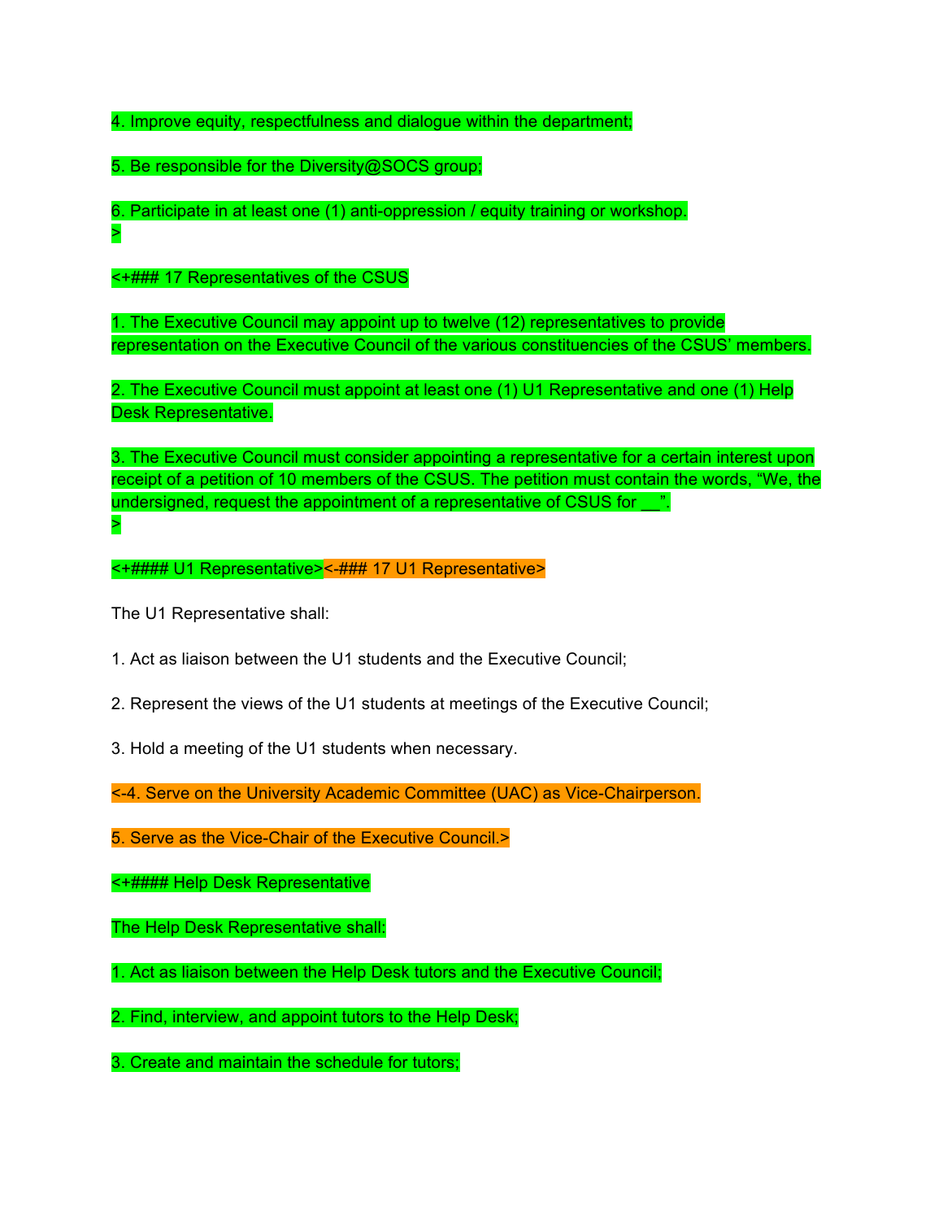4. Improve equity, respectfulness and dialogue within the department;

5. Be responsible for the Diversity@SOCS group;

6. Participate in at least one (1) anti-oppression / equity training or workshop.
>

<+### 17 Representatives of the CSUS

1. The Executive Council may appoint up to twelve (12) representatives to provide representation on the Executive Council of the various constituencies of the CSUS' members.

2. The Executive Council must appoint at least one (1) U1 Representative and one (1) Help Desk Representative.

3. The Executive Council must consider appointing a representative for a certain interest upon receipt of a petition of 10 members of the CSUS. The petition must contain the words, "We, the undersigned, request the appointment of a representative of CSUS for __".
>

<+#### U1 Representative><-### 17 U1 Representative>

The U1 Representative shall:

1. Act as liaison between the U1 students and the Executive Council;

2. Represent the views of the U1 students at meetings of the Executive Council;

3. Hold a meeting of the U1 students when necessary.

<-4. Serve on the University Academic Committee (UAC) as Vice-Chairperson.

5. Serve as the Vice-Chair of the Executive Council.>

<+#### Help Desk Representative

The Help Desk Representative shall:

1. Act as liaison between the Help Desk tutors and the Executive Council;

2. Find, interview, and appoint tutors to the Help Desk;

3. Create and maintain the schedule for tutors;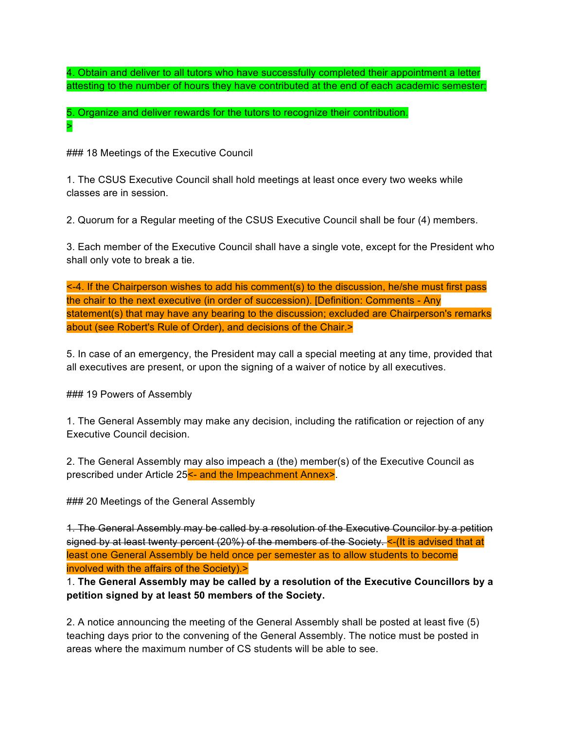4. Obtain and deliver to all tutors who have successfully completed their appointment a letter attesting to the number of hours they have contributed at the end of each academic semester;

5. Organize and deliver rewards for the tutors to recognize their contribution.
>

### 18 Meetings of the Executive Council

1. The CSUS Executive Council shall hold meetings at least once every two weeks while classes are in session.

2. Quorum for a Regular meeting of the CSUS Executive Council shall be four (4) members.

3. Each member of the Executive Council shall have a single vote, except for the President who shall only vote to break a tie.

<-4. If the Chairperson wishes to add his comment(s) to the discussion, he/she must first pass the chair to the next executive (in order of succession). [Definition: Comments - Any statement(s) that may have any bearing to the discussion; excluded are Chairperson's remarks about (see Robert's Rule of Order), and decisions of the Chair.>

5. In case of an emergency, the President may call a special meeting at any time, provided that all executives are present, or upon the signing of a waiver of notice by all executives.

### 19 Powers of Assembly

1. The General Assembly may make any decision, including the ratification or rejection of any Executive Council decision.

2. The General Assembly may also impeach a (the) member(s) of the Executive Council as prescribed under Article 25<- and the Impeachment Annex>.

### 20 Meetings of the General Assembly

~~1. The General Assembly may be called by a resolution of the Executive Councilor by a petition signed by at least twenty percent (20%) of the members of the Society.~~ <-(It is advised that at least one General Assembly be held once per semester as to allow students to become involved with the affairs of the Society).>
1. **The General Assembly may be called by a resolution of the Executive Councillors by a petition signed by at least 50 members of the Society.**

2. A notice announcing the meeting of the General Assembly shall be posted at least five (5) teaching days prior to the convening of the General Assembly. The notice must be posted in areas where the maximum number of CS students will be able to see.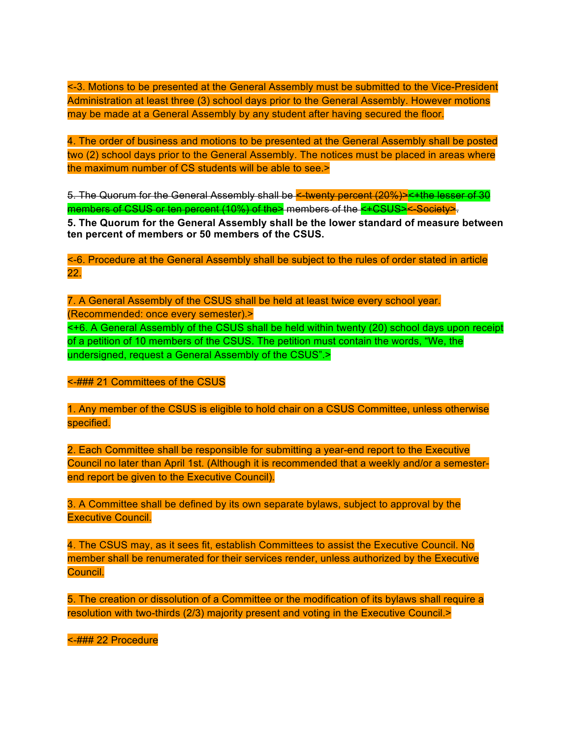<-3. Motions to be presented at the General Assembly must be submitted to the Vice-President Administration at least three (3) school days prior to the General Assembly. However motions may be made at a General Assembly by any student after having secured the floor.

4. The order of business and motions to be presented at the General Assembly shall be posted two (2) school days prior to the General Assembly. The notices must be placed in areas where the maximum number of CS students will be able to see.>

~~5. The Quorum for the General Assembly shall be <-twenty percent (20%)><+the lesser of 30 members of CSUS or ten percent (10%) of the> members of the <+CSUS><-Society>.~~

**5. The Quorum for the General Assembly shall be the lower standard of measure between ten percent of members or 50 members of the CSUS.**

<-6. Procedure at the General Assembly shall be subject to the rules of order stated in article 22.

7. A General Assembly of the CSUS shall be held at least twice every school year. (Recommended: once every semester).>

<+6. A General Assembly of the CSUS shall be held within twenty (20) school days upon receipt of a petition of 10 members of the CSUS. The petition must contain the words, "We, the undersigned, request a General Assembly of the CSUS".>

<-### 21 Committees of the CSUS

1. Any member of the CSUS is eligible to hold chair on a CSUS Committee, unless otherwise specified.

2. Each Committee shall be responsible for submitting a year-end report to the Executive Council no later than April 1st. (Although it is recommended that a weekly and/or a semester-end report be given to the Executive Council).

3. A Committee shall be defined by its own separate bylaws, subject to approval by the Executive Council.

4. The CSUS may, as it sees fit, establish Committees to assist the Executive Council. No member shall be renumerated for their services render, unless authorized by the Executive Council.

5. The creation or dissolution of a Committee or the modification of its bylaws shall require a resolution with two-thirds (2/3) majority present and voting in the Executive Council.>

<-### 22 Procedure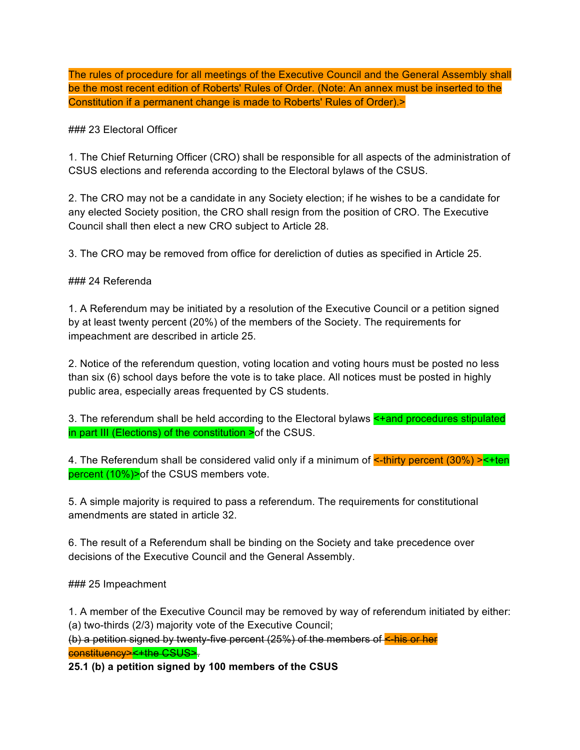The rules of procedure for all meetings of the Executive Council and the General Assembly shall be the most recent edition of Roberts' Rules of Order. (Note: An annex must be inserted to the Constitution if a permanent change is made to Roberts' Rules of Order).>

### 23 Electoral Officer

1. The Chief Returning Officer (CRO) shall be responsible for all aspects of the administration of CSUS elections and referenda according to the Electoral bylaws of the CSUS.

2. The CRO may not be a candidate in any Society election; if he wishes to be a candidate for any elected Society position, the CRO shall resign from the position of CRO. The Executive Council shall then elect a new CRO subject to Article 28.

3. The CRO may be removed from office for dereliction of duties as specified in Article 25.

### 24 Referenda

1. A Referendum may be initiated by a resolution of the Executive Council or a petition signed by at least twenty percent (20%) of the members of the Society. The requirements for impeachment are described in article 25.

2. Notice of the referendum question, voting location and voting hours must be posted no less than six (6) school days before the vote is to take place. All notices must be posted in highly public area, especially areas frequented by CS students.

3. The referendum shall be held according to the Electoral bylaws <+and procedures stipulated in part III (Elections) of the constitution >of the CSUS.

4. The Referendum shall be considered valid only if a minimum of <-thirty percent (30%) ><+ten percent (10%)>of the CSUS members vote.

5. A simple majority is required to pass a referendum. The requirements for constitutional amendments are stated in article 32.

6. The result of a Referendum shall be binding on the Society and take precedence over decisions of the Executive Council and the General Assembly.

### 25 Impeachment

1. A member of the Executive Council may be removed by way of referendum initiated by either:
(a) two-thirds (2/3) majority vote of the Executive Council;
~~(b) a petition signed by twenty-five percent (25%) of the members of <-his or her constituency><+the CSUS>.~~
**25.1 (b) a petition signed by 100 members of the CSUS**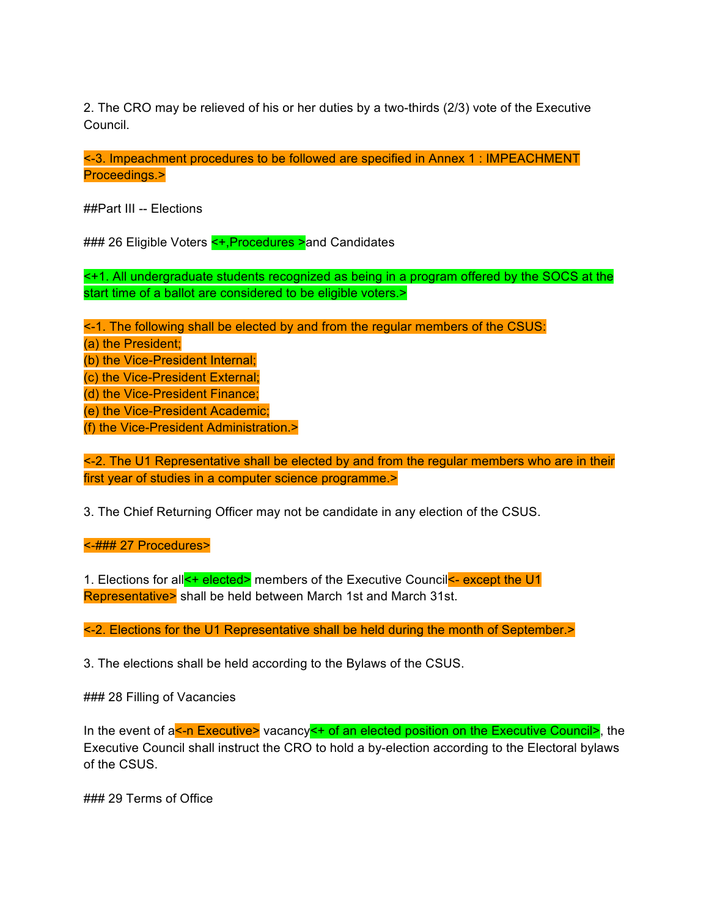2. The CRO may be relieved of his or her duties by a two-thirds (2/3) vote of the Executive Council.

<-3. Impeachment procedures to be followed are specified in Annex 1 : IMPEACHMENT Proceedings.>

##Part III -- Elections

### 26 Eligible Voters <+,Procedures >and Candidates

<+1. All undergraduate students recognized as being in a program offered by the SOCS at the start time of a ballot are considered to be eligible voters.>

<-1. The following shall be elected by and from the regular members of the CSUS:
(a) the President;
(b) the Vice-President Internal;
(c) the Vice-President External;
(d) the Vice-President Finance;
(e) the Vice-President Academic;
(f) the Vice-President Administration.>

<-2. The U1 Representative shall be elected by and from the regular members who are in their first year of studies in a computer science programme.>

3. The Chief Returning Officer may not be candidate in any election of the CSUS.

<-### 27 Procedures>

1. Elections for all<+ elected> members of the Executive Council<- except the U1 Representative> shall be held between March 1st and March 31st.

<-2. Elections for the U1 Representative shall be held during the month of September.>

3. The elections shall be held according to the Bylaws of the CSUS.

### 28 Filling of Vacancies

In the event of a<-n Executive> vacancy<+ of an elected position on the Executive Council>, the Executive Council shall instruct the CRO to hold a by-election according to the Electoral bylaws of the CSUS.

### 29 Terms of Office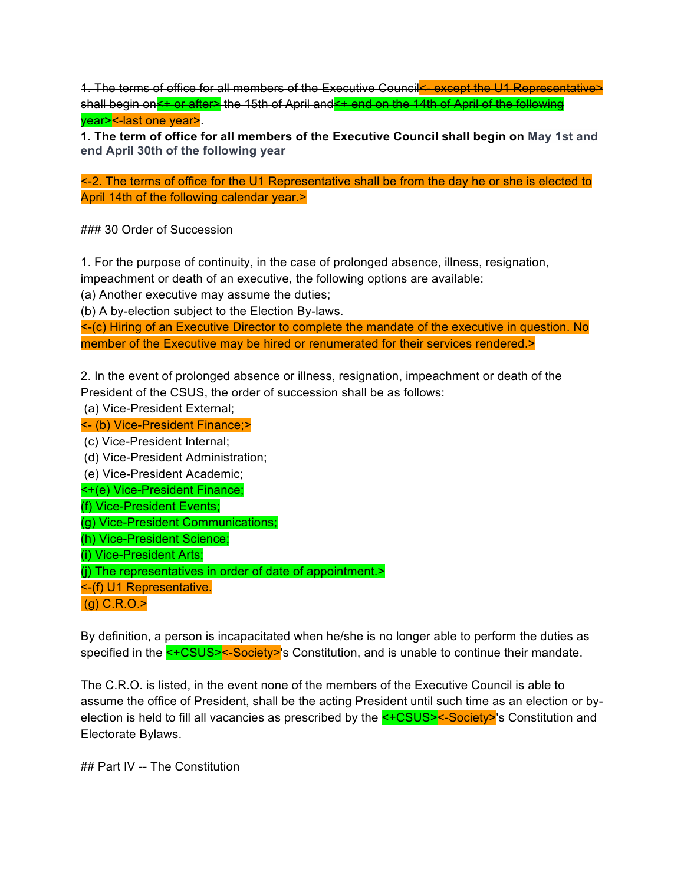~~1. The terms of office for all members of the Executive Council<- except the U1 Representative> shall begin on<+ or after> the 15th of April and<+ end on the 14th of April of the following year><-last one year>.~~

**1. The term of office for all members of the Executive Council shall begin on May 1st and end April 30th of the following year**

<-2. The terms of office for the U1 Representative shall be from the day he or she is elected to April 14th of the following calendar year.>

### 30 Order of Succession

1. For the purpose of continuity, in the case of prolonged absence, illness, resignation, impeachment or death of an executive, the following options are available:
(a) Another executive may assume the duties;
(b) A by-election subject to the Election By-laws.
<-(c) Hiring of an Executive Director to complete the mandate of the executive in question. No member of the Executive may be hired or renumerated for their services rendered.>

2. In the event of prolonged absence or illness, resignation, impeachment or death of the President of the CSUS, the order of succession shall be as follows:
(a) Vice-President External;
<- (b) Vice-President Finance;>
(c) Vice-President Internal;
(d) Vice-President Administration;
(e) Vice-President Academic;
<+(e) Vice-President Finance;
(f) Vice-President Events;
(g) Vice-President Communications;
(h) Vice-President Science;
(i) Vice-President Arts;
(j) The representatives in order of date of appointment.>
<-(f) U1 Representative.
(g) C.R.O.>

By definition, a person is incapacitated when he/she is no longer able to perform the duties as specified in the <+CSUS><-Society>'s Constitution, and is unable to continue their mandate.

The C.R.O. is listed, in the event none of the members of the Executive Council is able to assume the office of President, shall be the acting President until such time as an election or by-election is held to fill all vacancies as prescribed by the <+CSUS><-Society>'s Constitution and Electorate Bylaws.

## Part IV -- The Constitution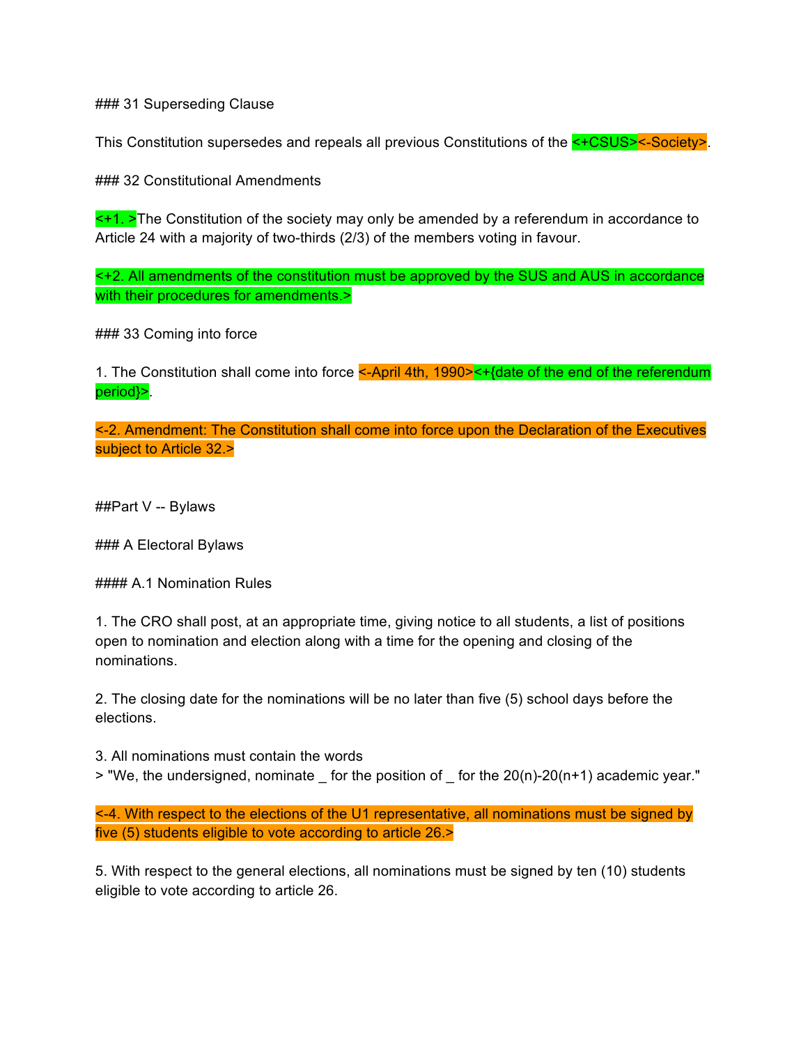### 31 Superseding Clause

This Constitution supersedes and repeals all previous Constitutions of the <+CSUS><-Society>.

### 32 Constitutional Amendments

<+1. >The Constitution of the society may only be amended by a referendum in accordance to Article 24 with a majority of two-thirds (2/3) of the members voting in favour.

<+2. All amendments of the constitution must be approved by the SUS and AUS in accordance with their procedures for amendments.>

### 33 Coming into force

1. The Constitution shall come into force <-April 4th, 1990><+{date of the end of the referendum period}>.

<-2. Amendment: The Constitution shall come into force upon the Declaration of the Executives subject to Article 32.>

##Part V -- Bylaws

### A Electoral Bylaws

#### A.1 Nomination Rules

1. The CRO shall post, at an appropriate time, giving notice to all students, a list of positions open to nomination and election along with a time for the opening and closing of the nominations.

2. The closing date for the nominations will be no later than five (5) school days before the elections.

3. All nominations must contain the words
> "We, the undersigned, nominate _ for the position of _ for the 20(n)-20(n+1) academic year."

<-4. With respect to the elections of the U1 representative, all nominations must be signed by five (5) students eligible to vote according to article 26.>

5. With respect to the general elections, all nominations must be signed by ten (10) students eligible to vote according to article 26.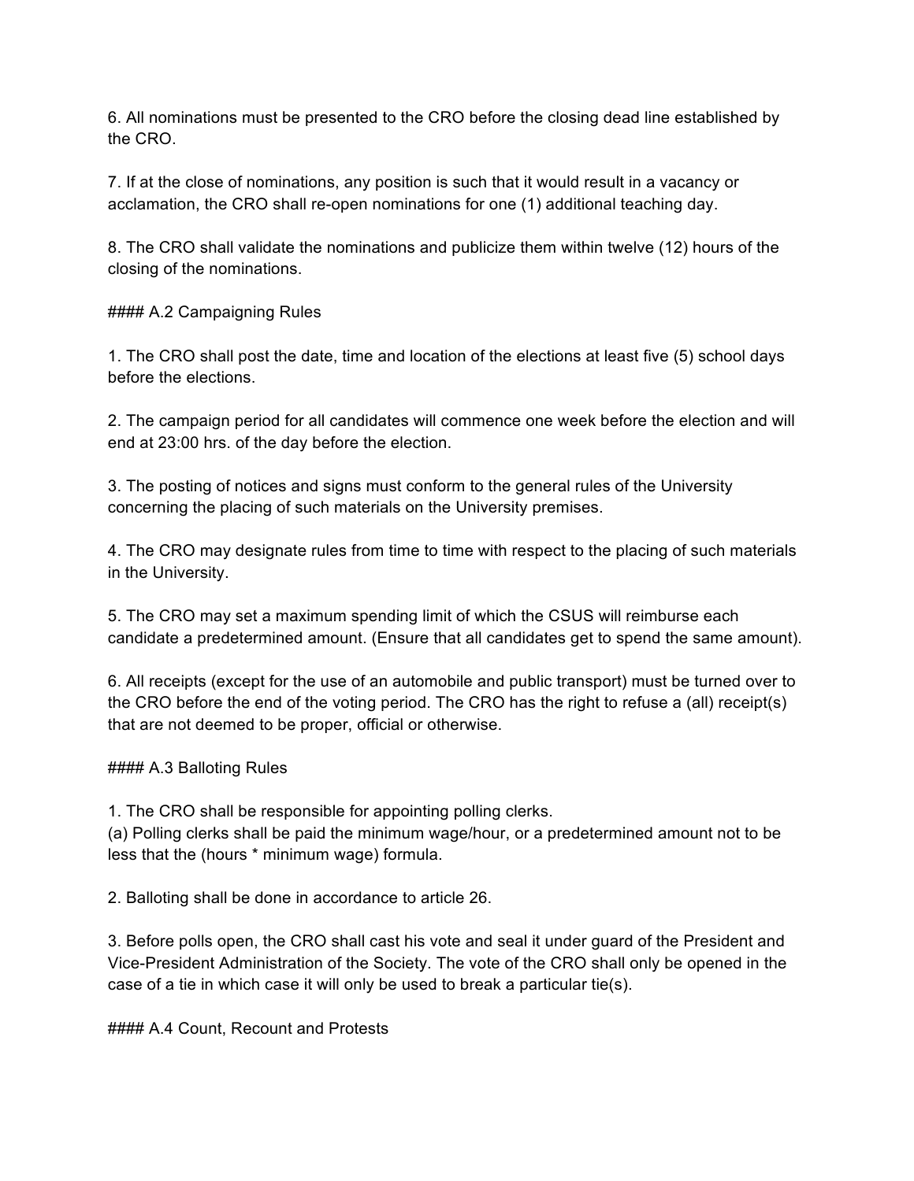6. All nominations must be presented to the CRO before the closing dead line established by the CRO.

7. If at the close of nominations, any position is such that it would result in a vacancy or acclamation, the CRO shall re-open nominations for one (1) additional teaching day.

8. The CRO shall validate the nominations and publicize them within twelve (12) hours of the closing of the nominations.

#### A.2 Campaigning Rules

1. The CRO shall post the date, time and location of the elections at least five (5) school days before the elections.

2. The campaign period for all candidates will commence one week before the election and will end at 23:00 hrs. of the day before the election.

3. The posting of notices and signs must conform to the general rules of the University concerning the placing of such materials on the University premises.

4. The CRO may designate rules from time to time with respect to the placing of such materials in the University.

5. The CRO may set a maximum spending limit of which the CSUS will reimburse each candidate a predetermined amount. (Ensure that all candidates get to spend the same amount).

6. All receipts (except for the use of an automobile and public transport) must be turned over to the CRO before the end of the voting period. The CRO has the right to refuse a (all) receipt(s) that are not deemed to be proper, official or otherwise.

#### A.3 Balloting Rules

1. The CRO shall be responsible for appointing polling clerks.
(a) Polling clerks shall be paid the minimum wage/hour, or a predetermined amount not to be less that the (hours * minimum wage) formula.

2. Balloting shall be done in accordance to article 26.

3. Before polls open, the CRO shall cast his vote and seal it under guard of the President and Vice-President Administration of the Society. The vote of the CRO shall only be opened in the case of a tie in which case it will only be used to break a particular tie(s).

#### A.4 Count, Recount and Protests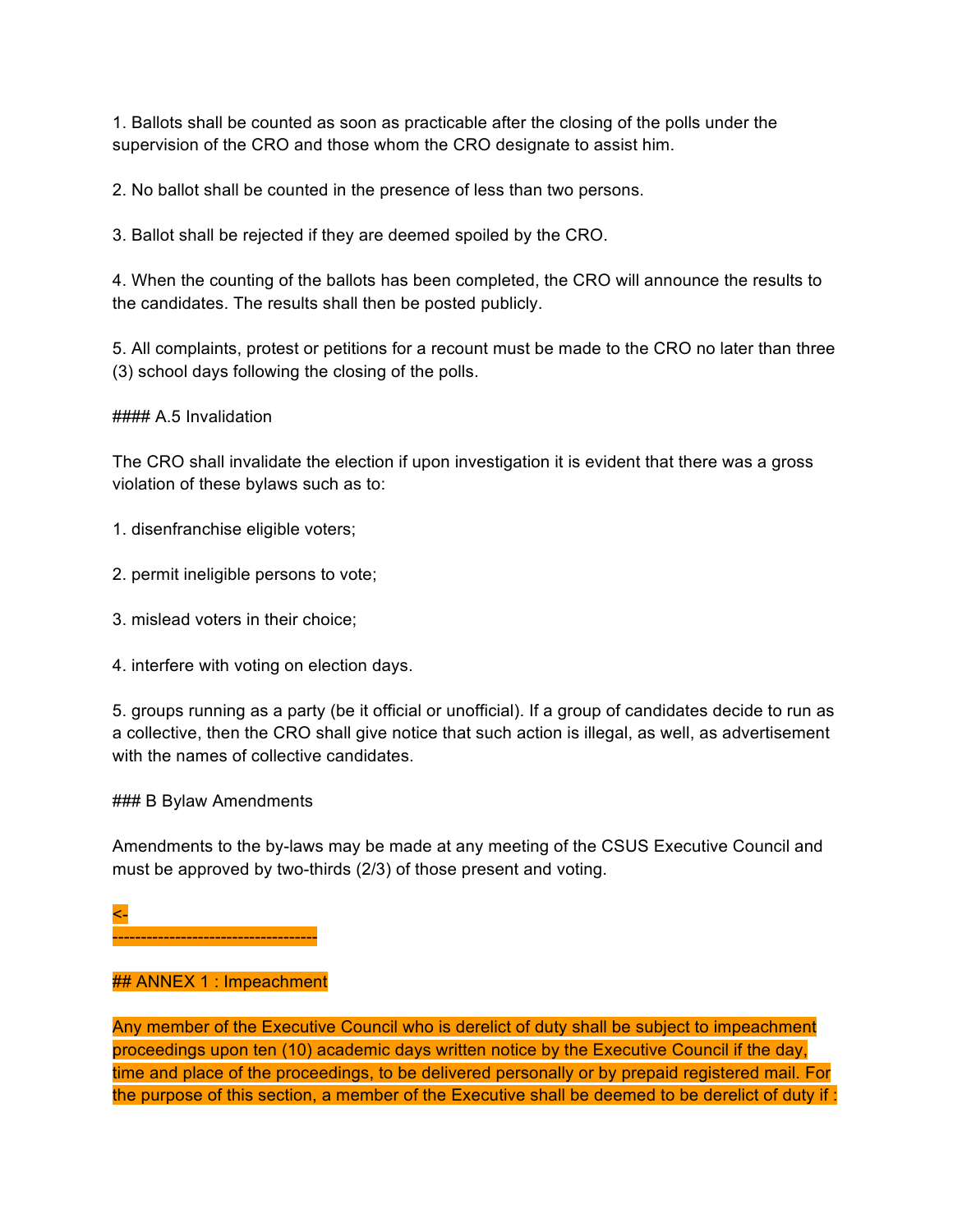1. Ballots shall be counted as soon as practicable after the closing of the polls under the supervision of the CRO and those whom the CRO designate to assist him.

2. No ballot shall be counted in the presence of less than two persons.

3. Ballot shall be rejected if they are deemed spoiled by the CRO.

4. When the counting of the ballots has been completed, the CRO will announce the results to the candidates. The results shall then be posted publicly.

5. All complaints, protest or petitions for a recount must be made to the CRO no later than three (3) school days following the closing of the polls.

#### A.5 Invalidation

The CRO shall invalidate the election if upon investigation it is evident that there was a gross violation of these bylaws such as to:

1. disenfranchise eligible voters;

2. permit ineligible persons to vote;

3. mislead voters in their choice;

4. interfere with voting on election days.

5. groups running as a party (be it official or unofficial). If a group of candidates decide to run as a collective, then the CRO shall give notice that such action is illegal, as well, as advertisement with the names of collective candidates.

### B Bylaw Amendments

Amendments to the by-laws may be made at any meeting of the CSUS Executive Council and must be approved by two-thirds (2/3) of those present and voting.

<-
-----------------------------------

## ANNEX 1 : Impeachment

Any member of the Executive Council who is derelict of duty shall be subject to impeachment proceedings upon ten (10) academic days written notice by the Executive Council if the day, time and place of the proceedings, to be delivered personally or by prepaid registered mail. For the purpose of this section, a member of the Executive shall be deemed to be derelict of duty if :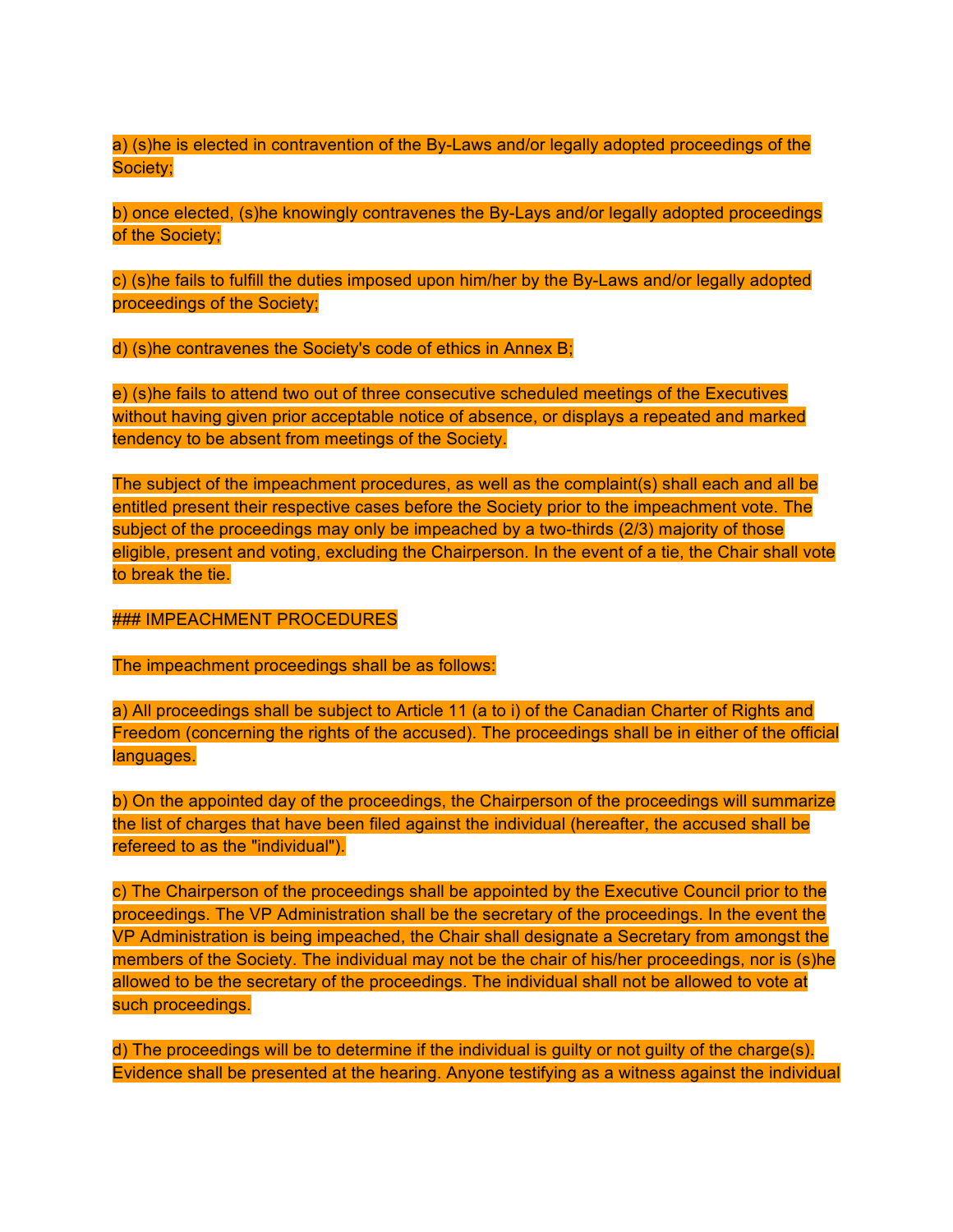a) (s)he is elected in contravention of the By-Laws and/or legally adopted proceedings of the Society;

b) once elected, (s)he knowingly contravenes the By-Lays and/or legally adopted proceedings of the Society;

c) (s)he fails to fulfill the duties imposed upon him/her by the By-Laws and/or legally adopted proceedings of the Society;

d) (s)he contravenes the Society's code of ethics in Annex B;

e) (s)he fails to attend two out of three consecutive scheduled meetings of the Executives without having given prior acceptable notice of absence, or displays a repeated and marked tendency to be absent from meetings of the Society.

The subject of the impeachment procedures, as well as the complaint(s) shall each and all be entitled present their respective cases before the Society prior to the impeachment vote. The subject of the proceedings may only be impeached by a two-thirds (2/3) majority of those eligible, present and voting, excluding the Chairperson. In the event of a tie, the Chair shall vote to break the tie.

### IMPEACHMENT PROCEDURES

The impeachment proceedings shall be as follows:

a) All proceedings shall be subject to Article 11 (a to i) of the Canadian Charter of Rights and Freedom (concerning the rights of the accused). The proceedings shall be in either of the official languages.

b) On the appointed day of the proceedings, the Chairperson of the proceedings will summarize the list of charges that have been filed against the individual (hereafter, the accused shall be refereed to as the "individual").

c) The Chairperson of the proceedings shall be appointed by the Executive Council prior to the proceedings. The VP Administration shall be the secretary of the proceedings. In the event the VP Administration is being impeached, the Chair shall designate a Secretary from amongst the members of the Society. The individual may not be the chair of his/her proceedings, nor is (s)he allowed to be the secretary of the proceedings. The individual shall not be allowed to vote at such proceedings.

d) The proceedings will be to determine if the individual is guilty or not guilty of the charge(s). Evidence shall be presented at the hearing. Anyone testifying as a witness against the individual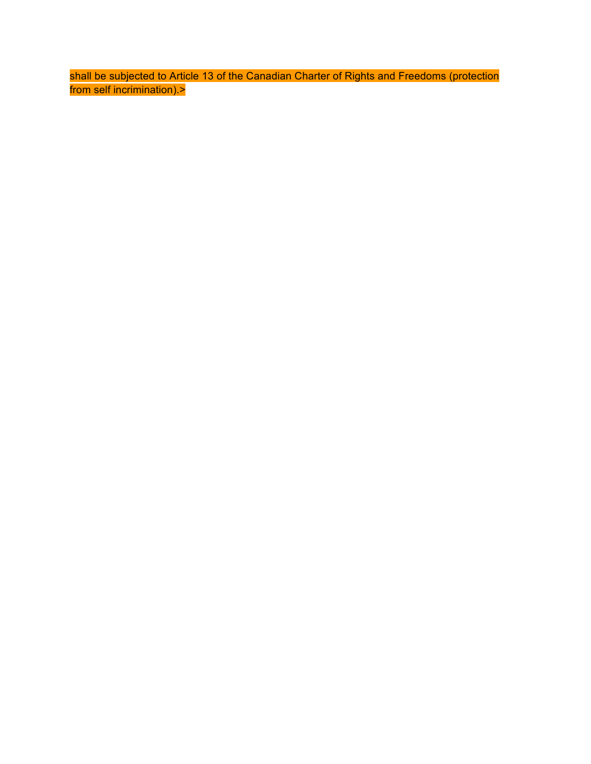shall be subjected to Article 13 of the Canadian Charter of Rights and Freedoms (protection from self incrimination).>